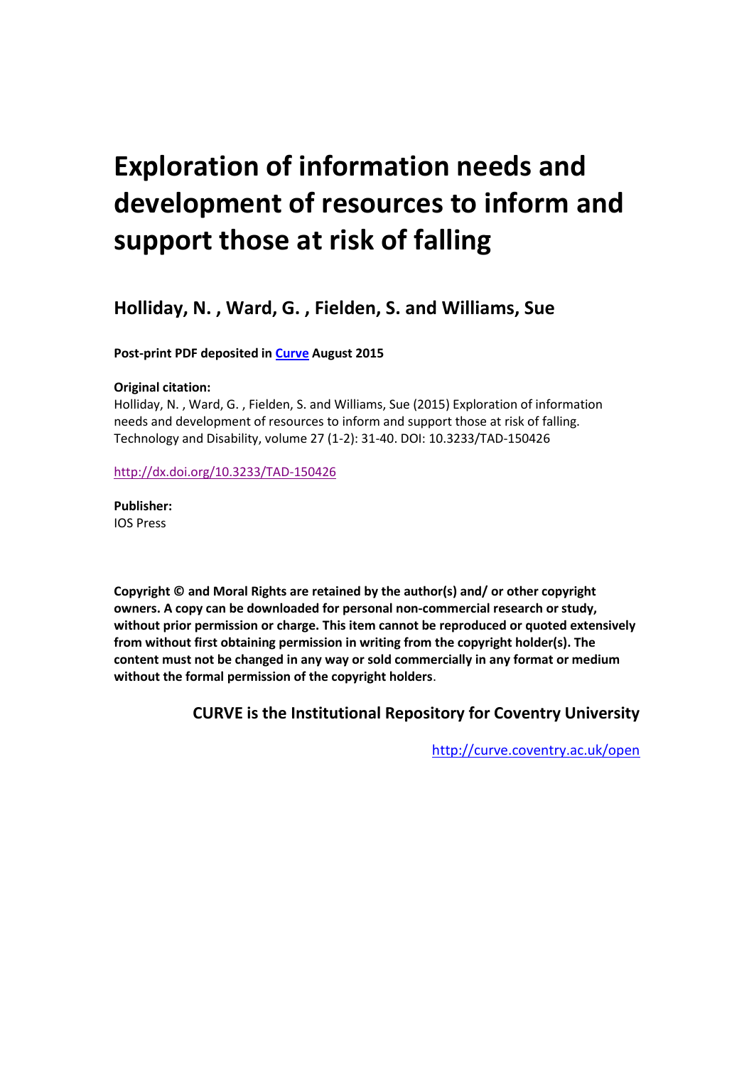# Exploration of information needs and development of resources to inform and support those at risk of falling

## Holliday, N. , Ward, G. , Fielden, S. and Williams, Sue

**Post-print PDF deposited in Curve August 2015**

**Original citation:**
Holliday, N. , Ward, G. , Fielden, S. and Williams, Sue (2015) Exploration of information needs and development of resources to inform and support those at risk of falling. Technology and Disability, volume 27 (1-2): 31-40. DOI: 10.3233/TAD-150426

http://dx.doi.org/10.3233/TAD-150426

**Publisher:**
IOS Press

**Copyright © and Moral Rights are retained by the author(s) and/ or other copyright owners. A copy can be downloaded for personal non-commercial research or study, without prior permission or charge. This item cannot be reproduced or quoted extensively from without first obtaining permission in writing from the copyright holder(s). The content must not be changed in any way or sold commercially in any format or medium without the formal permission of the copyright holders.**

**CURVE is the Institutional Repository for Coventry University**

http://curve.coventry.ac.uk/open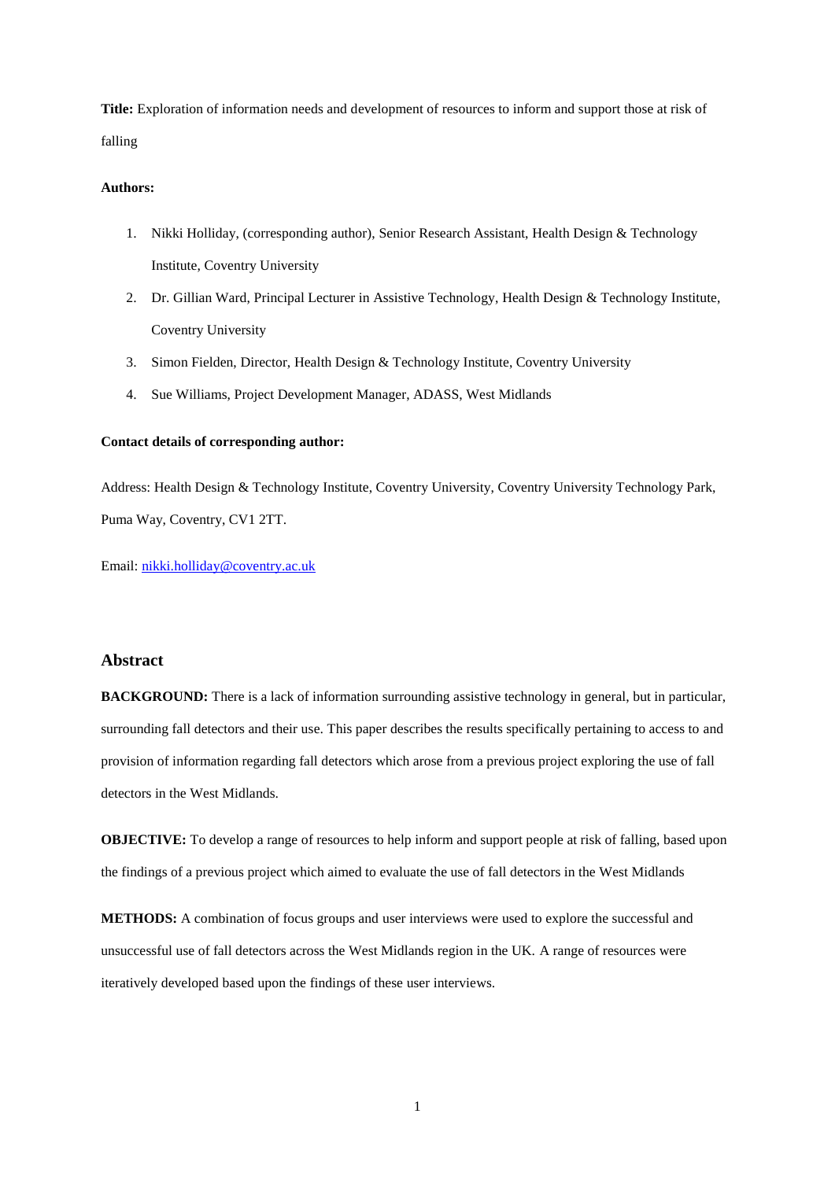**Title:** Exploration of information needs and development of resources to inform and support those at risk of falling

**Authors:**

1. Nikki Holliday, (corresponding author), Senior Research Assistant, Health Design & Technology Institute, Coventry University
2. Dr. Gillian Ward, Principal Lecturer in Assistive Technology, Health Design & Technology Institute, Coventry University
3. Simon Fielden, Director, Health Design & Technology Institute, Coventry University
4. Sue Williams, Project Development Manager, ADASS, West Midlands

**Contact details of corresponding author:**

Address: Health Design & Technology Institute, Coventry University, Coventry University Technology Park, Puma Way, Coventry, CV1 2TT.

Email: nikki.holliday@coventry.ac.uk

## Abstract

**BACKGROUND:** There is a lack of information surrounding assistive technology in general, but in particular, surrounding fall detectors and their use. This paper describes the results specifically pertaining to access to and provision of information regarding fall detectors which arose from a previous project exploring the use of fall detectors in the West Midlands.

**OBJECTIVE:** To develop a range of resources to help inform and support people at risk of falling, based upon the findings of a previous project which aimed to evaluate the use of fall detectors in the West Midlands

**METHODS:** A combination of focus groups and user interviews were used to explore the successful and unsuccessful use of fall detectors across the West Midlands region in the UK. A range of resources were iteratively developed based upon the findings of these user interviews.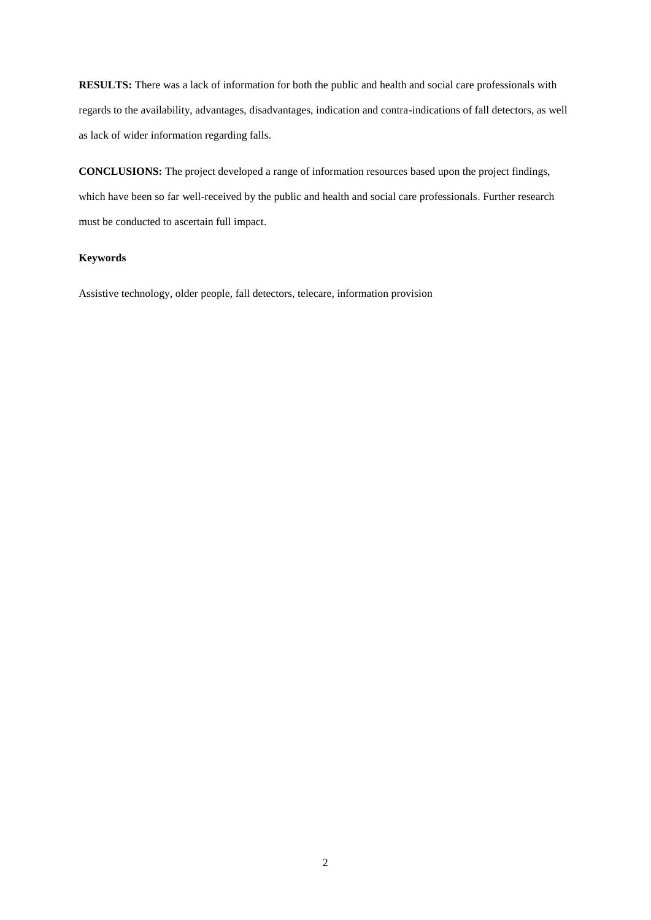**RESULTS:** There was a lack of information for both the public and health and social care professionals with regards to the availability, advantages, disadvantages, indication and contra-indications of fall detectors, as well as lack of wider information regarding falls.

**CONCLUSIONS:** The project developed a range of information resources based upon the project findings, which have been so far well-received by the public and health and social care professionals. Further research must be conducted to ascertain full impact.

**Keywords**

Assistive technology, older people, fall detectors, telecare, information provision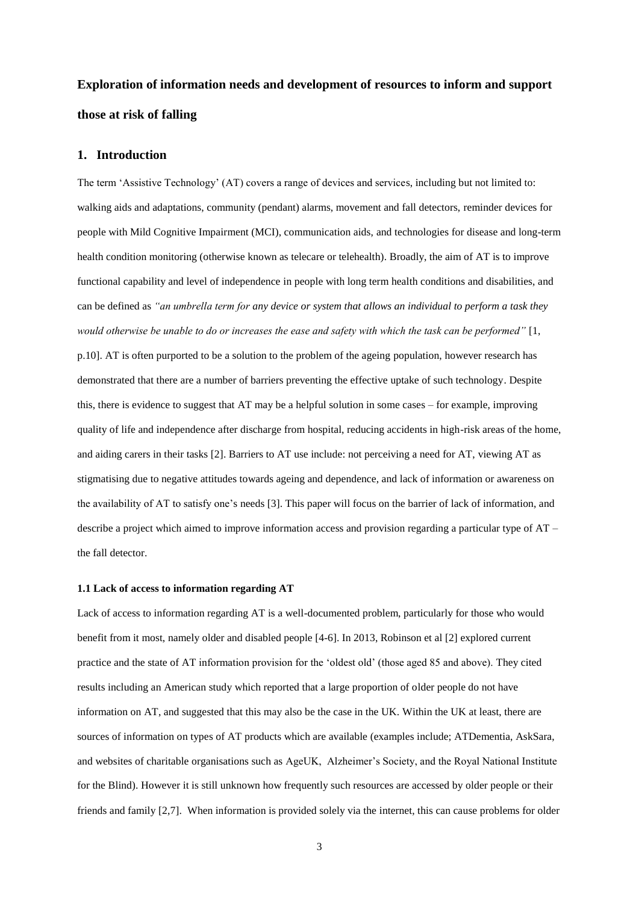# Exploration of information needs and development of resources to inform and support those at risk of falling

## 1. Introduction

The term 'Assistive Technology' (AT) covers a range of devices and services, including but not limited to: walking aids and adaptations, community (pendant) alarms, movement and fall detectors, reminder devices for people with Mild Cognitive Impairment (MCI), communication aids, and technologies for disease and long-term health condition monitoring (otherwise known as telecare or telehealth). Broadly, the aim of AT is to improve functional capability and level of independence in people with long term health conditions and disabilities, and can be defined as *"an umbrella term for any device or system that allows an individual to perform a task they would otherwise be unable to do or increases the ease and safety with which the task can be performed"* [1, p.10]. AT is often purported to be a solution to the problem of the ageing population, however research has demonstrated that there are a number of barriers preventing the effective uptake of such technology. Despite this, there is evidence to suggest that AT may be a helpful solution in some cases – for example, improving quality of life and independence after discharge from hospital, reducing accidents in high-risk areas of the home, and aiding carers in their tasks [2]. Barriers to AT use include: not perceiving a need for AT, viewing AT as stigmatising due to negative attitudes towards ageing and dependence, and lack of information or awareness on the availability of AT to satisfy one's needs [3]. This paper will focus on the barrier of lack of information, and describe a project which aimed to improve information access and provision regarding a particular type of AT – the fall detector.

### 1.1 Lack of access to information regarding AT

Lack of access to information regarding AT is a well-documented problem, particularly for those who would benefit from it most, namely older and disabled people [4-6]. In 2013, Robinson et al [2] explored current practice and the state of AT information provision for the 'oldest old' (those aged 85 and above). They cited results including an American study which reported that a large proportion of older people do not have information on AT, and suggested that this may also be the case in the UK. Within the UK at least, there are sources of information on types of AT products which are available (examples include; ATDementia, AskSara, and websites of charitable organisations such as AgeUK, Alzheimer's Society, and the Royal National Institute for the Blind). However it is still unknown how frequently such resources are accessed by older people or their friends and family [2,7]. When information is provided solely via the internet, this can cause problems for older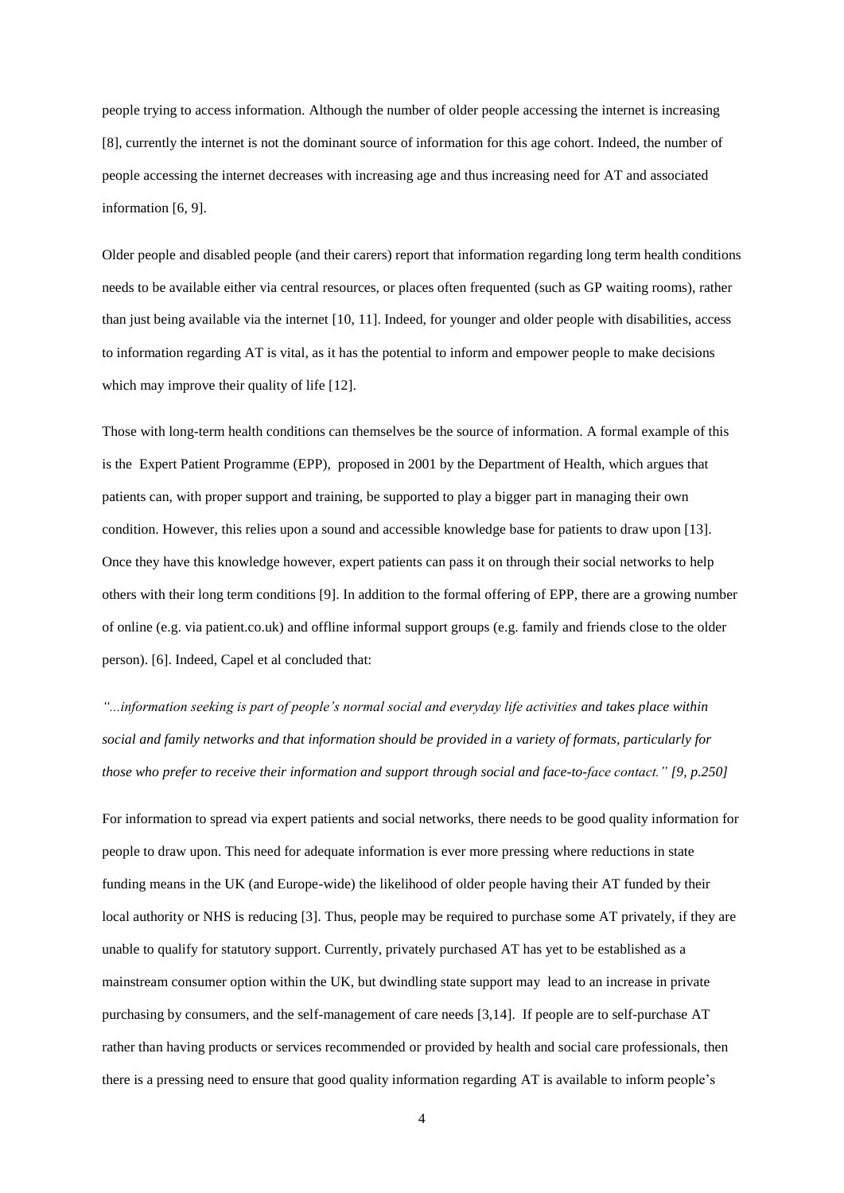people trying to access information. Although the number of older people accessing the internet is increasing [8], currently the internet is not the dominant source of information for this age cohort. Indeed, the number of people accessing the internet decreases with increasing age and thus increasing need for AT and associated information [6, 9].

Older people and disabled people (and their carers) report that information regarding long term health conditions needs to be available either via central resources, or places often frequented (such as GP waiting rooms), rather than just being available via the internet [10, 11]. Indeed, for younger and older people with disabilities, access to information regarding AT is vital, as it has the potential to inform and empower people to make decisions which may improve their quality of life [12].

Those with long-term health conditions can themselves be the source of information. A formal example of this is the Expert Patient Programme (EPP), proposed in 2001 by the Department of Health, which argues that patients can, with proper support and training, be supported to play a bigger part in managing their own condition. However, this relies upon a sound and accessible knowledge base for patients to draw upon [13]. Once they have this knowledge however, expert patients can pass it on through their social networks to help others with their long term conditions [9]. In addition to the formal offering of EPP, there are a growing number of online (e.g. via patient.co.uk) and offline informal support groups (e.g. family and friends close to the older person). [6]. Indeed, Capel et al concluded that:

*"...information seeking is part of people's normal social and everyday life activities and takes place within social and family networks and that information should be provided in a variety of formats, particularly for those who prefer to receive their information and support through social and face-to-face contact." [9, p.250]*

For information to spread via expert patients and social networks, there needs to be good quality information for people to draw upon. This need for adequate information is ever more pressing where reductions in state funding means in the UK (and Europe-wide) the likelihood of older people having their AT funded by their local authority or NHS is reducing [3]. Thus, people may be required to purchase some AT privately, if they are unable to qualify for statutory support. Currently, privately purchased AT has yet to be established as a mainstream consumer option within the UK, but dwindling state support may lead to an increase in private purchasing by consumers, and the self-management of care needs [3,14]. If people are to self-purchase AT rather than having products or services recommended or provided by health and social care professionals, then there is a pressing need to ensure that good quality information regarding AT is available to inform people's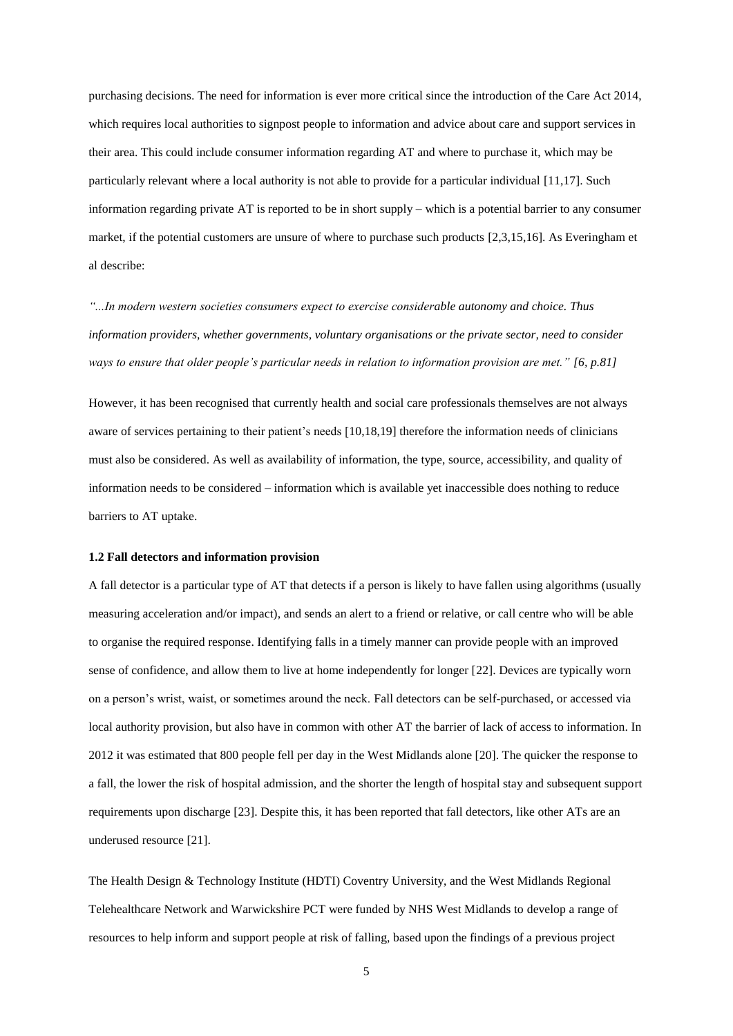purchasing decisions. The need for information is ever more critical since the introduction of the Care Act 2014, which requires local authorities to signpost people to information and advice about care and support services in their area. This could include consumer information regarding AT and where to purchase it, which may be particularly relevant where a local authority is not able to provide for a particular individual [11,17]. Such information regarding private AT is reported to be in short supply – which is a potential barrier to any consumer market, if the potential customers are unsure of where to purchase such products [2,3,15,16]. As Everingham et al describe:

*"...In modern western societies consumers expect to exercise considerable autonomy and choice. Thus information providers, whether governments, voluntary organisations or the private sector, need to consider ways to ensure that older people's particular needs in relation to information provision are met." [6, p.81]*

However, it has been recognised that currently health and social care professionals themselves are not always aware of services pertaining to their patient's needs [10,18,19] therefore the information needs of clinicians must also be considered. As well as availability of information, the type, source, accessibility, and quality of information needs to be considered – information which is available yet inaccessible does nothing to reduce barriers to AT uptake.

### 1.2 Fall detectors and information provision

A fall detector is a particular type of AT that detects if a person is likely to have fallen using algorithms (usually measuring acceleration and/or impact), and sends an alert to a friend or relative, or call centre who will be able to organise the required response. Identifying falls in a timely manner can provide people with an improved sense of confidence, and allow them to live at home independently for longer [22]. Devices are typically worn on a person's wrist, waist, or sometimes around the neck. Fall detectors can be self-purchased, or accessed via local authority provision, but also have in common with other AT the barrier of lack of access to information. In 2012 it was estimated that 800 people fell per day in the West Midlands alone [20]. The quicker the response to a fall, the lower the risk of hospital admission, and the shorter the length of hospital stay and subsequent support requirements upon discharge [23]. Despite this, it has been reported that fall detectors, like other ATs are an underused resource [21].

The Health Design & Technology Institute (HDTI) Coventry University, and the West Midlands Regional Telehealthcare Network and Warwickshire PCT were funded by NHS West Midlands to develop a range of resources to help inform and support people at risk of falling, based upon the findings of a previous project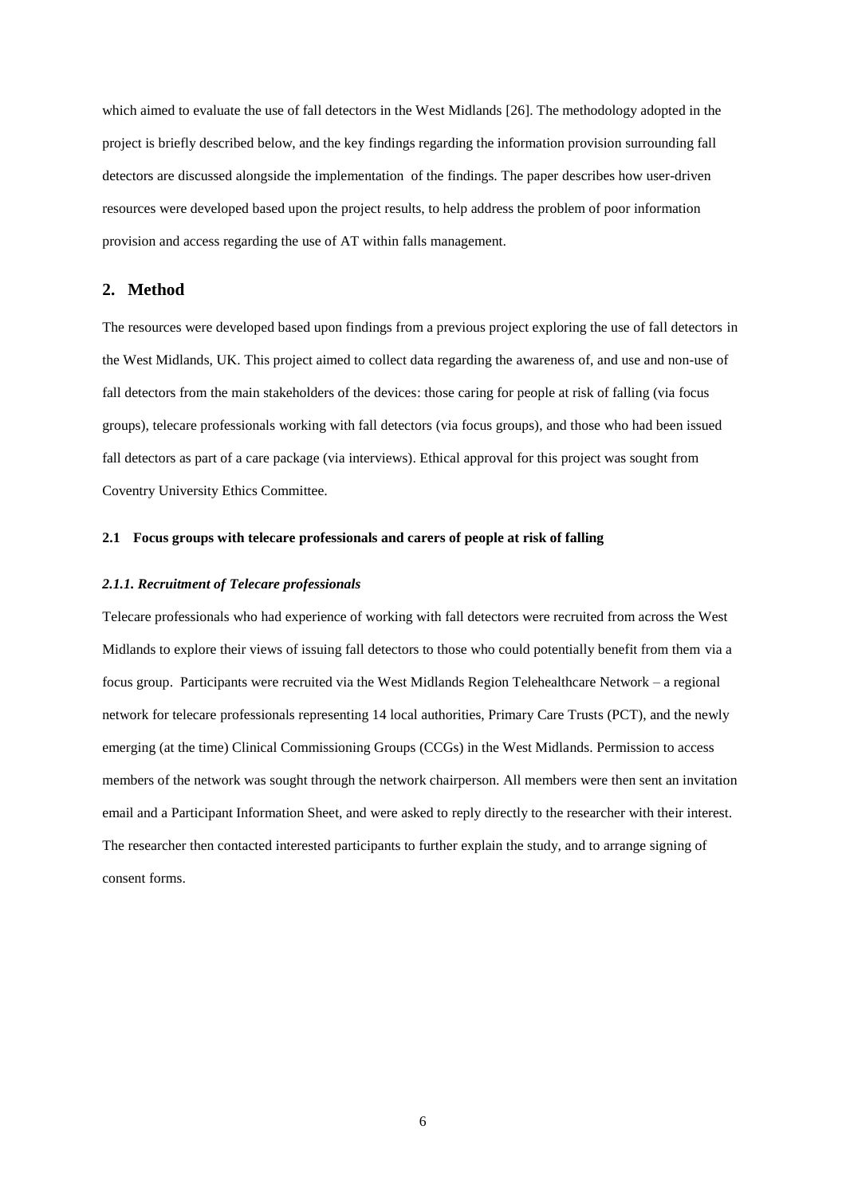which aimed to evaluate the use of fall detectors in the West Midlands [26]. The methodology adopted in the project is briefly described below, and the key findings regarding the information provision surrounding fall detectors are discussed alongside the implementation of the findings. The paper describes how user-driven resources were developed based upon the project results, to help address the problem of poor information provision and access regarding the use of AT within falls management.

## 2. Method

The resources were developed based upon findings from a previous project exploring the use of fall detectors in the West Midlands, UK. This project aimed to collect data regarding the awareness of, and use and non-use of fall detectors from the main stakeholders of the devices: those caring for people at risk of falling (via focus groups), telecare professionals working with fall detectors (via focus groups), and those who had been issued fall detectors as part of a care package (via interviews). Ethical approval for this project was sought from Coventry University Ethics Committee.

### 2.1 Focus groups with telecare professionals and carers of people at risk of falling

#### *2.1.1. Recruitment of Telecare professionals*

Telecare professionals who had experience of working with fall detectors were recruited from across the West Midlands to explore their views of issuing fall detectors to those who could potentially benefit from them via a focus group. Participants were recruited via the West Midlands Region Telehealthcare Network – a regional network for telecare professionals representing 14 local authorities, Primary Care Trusts (PCT), and the newly emerging (at the time) Clinical Commissioning Groups (CCGs) in the West Midlands. Permission to access members of the network was sought through the network chairperson. All members were then sent an invitation email and a Participant Information Sheet, and were asked to reply directly to the researcher with their interest. The researcher then contacted interested participants to further explain the study, and to arrange signing of consent forms.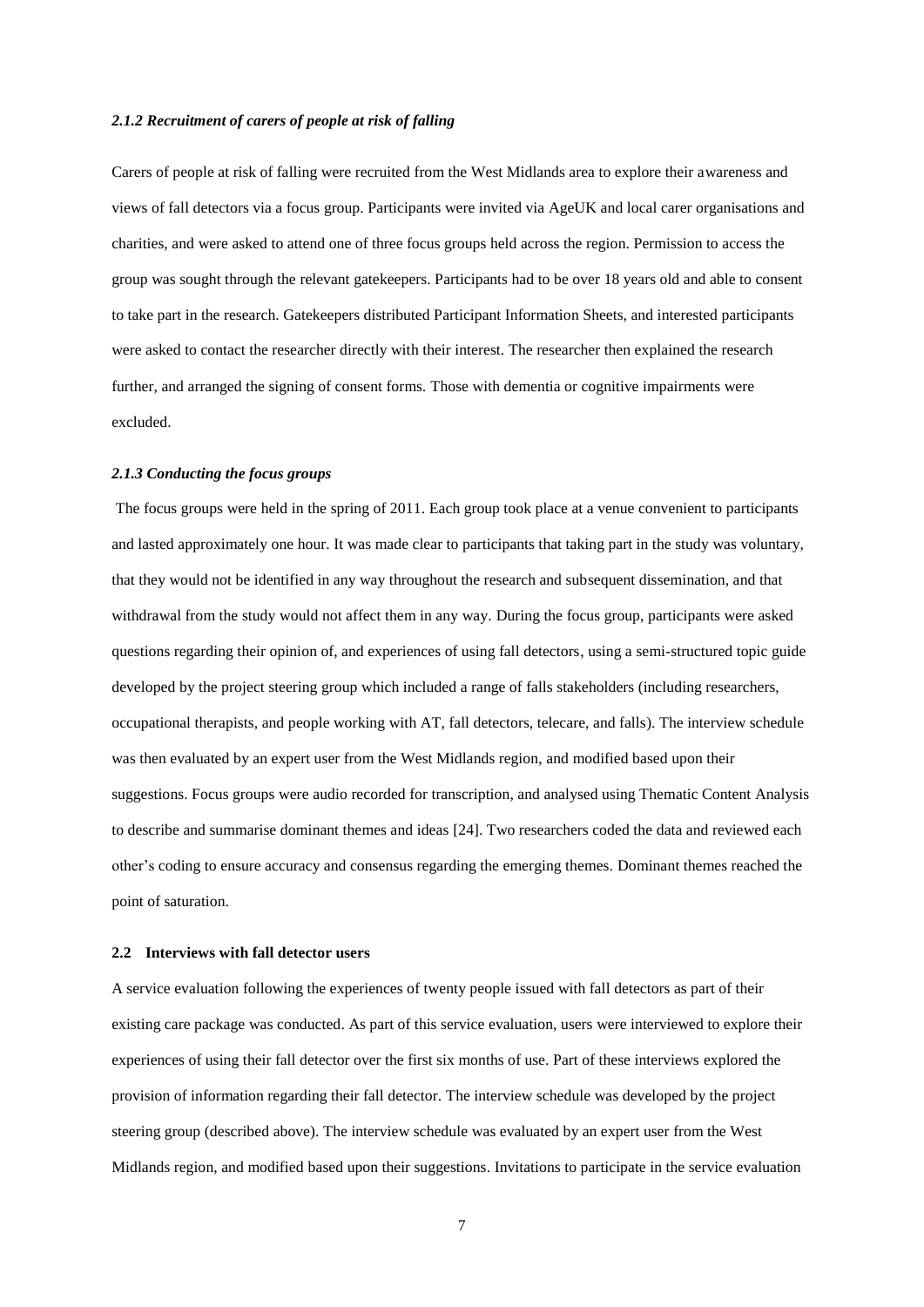#### *2.1.2 Recruitment of carers of people at risk of falling*

Carers of people at risk of falling were recruited from the West Midlands area to explore their awareness and views of fall detectors via a focus group. Participants were invited via AgeUK and local carer organisations and charities, and were asked to attend one of three focus groups held across the region. Permission to access the group was sought through the relevant gatekeepers. Participants had to be over 18 years old and able to consent to take part in the research. Gatekeepers distributed Participant Information Sheets, and interested participants were asked to contact the researcher directly with their interest. The researcher then explained the research further, and arranged the signing of consent forms. Those with dementia or cognitive impairments were excluded.

#### *2.1.3 Conducting the focus groups*

The focus groups were held in the spring of 2011. Each group took place at a venue convenient to participants and lasted approximately one hour. It was made clear to participants that taking part in the study was voluntary, that they would not be identified in any way throughout the research and subsequent dissemination, and that withdrawal from the study would not affect them in any way. During the focus group, participants were asked questions regarding their opinion of, and experiences of using fall detectors, using a semi-structured topic guide developed by the project steering group which included a range of falls stakeholders (including researchers, occupational therapists, and people working with AT, fall detectors, telecare, and falls). The interview schedule was then evaluated by an expert user from the West Midlands region, and modified based upon their suggestions. Focus groups were audio recorded for transcription, and analysed using Thematic Content Analysis to describe and summarise dominant themes and ideas [24]. Two researchers coded the data and reviewed each other's coding to ensure accuracy and consensus regarding the emerging themes. Dominant themes reached the point of saturation.

### 2.2 Interviews with fall detector users

A service evaluation following the experiences of twenty people issued with fall detectors as part of their existing care package was conducted. As part of this service evaluation, users were interviewed to explore their experiences of using their fall detector over the first six months of use. Part of these interviews explored the provision of information regarding their fall detector. The interview schedule was developed by the project steering group (described above). The interview schedule was evaluated by an expert user from the West Midlands region, and modified based upon their suggestions. Invitations to participate in the service evaluation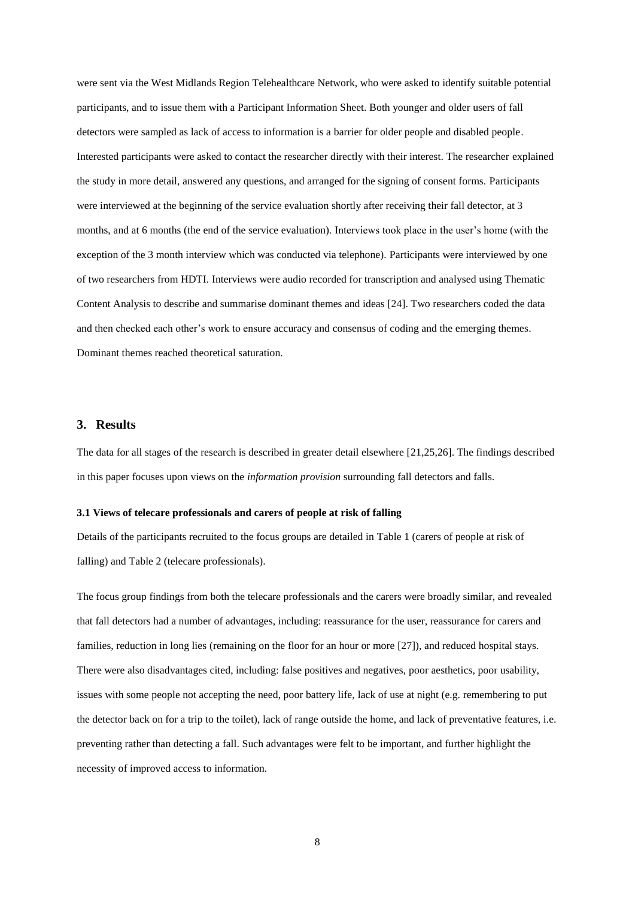were sent via the West Midlands Region Telehealthcare Network, who were asked to identify suitable potential participants, and to issue them with a Participant Information Sheet. Both younger and older users of fall detectors were sampled as lack of access to information is a barrier for older people and disabled people. Interested participants were asked to contact the researcher directly with their interest. The researcher explained the study in more detail, answered any questions, and arranged for the signing of consent forms. Participants were interviewed at the beginning of the service evaluation shortly after receiving their fall detector, at 3 months, and at 6 months (the end of the service evaluation). Interviews took place in the user's home (with the exception of the 3 month interview which was conducted via telephone). Participants were interviewed by one of two researchers from HDTI. Interviews were audio recorded for transcription and analysed using Thematic Content Analysis to describe and summarise dominant themes and ideas [24]. Two researchers coded the data and then checked each other's work to ensure accuracy and consensus of coding and the emerging themes. Dominant themes reached theoretical saturation.

## 3. Results

The data for all stages of the research is described in greater detail elsewhere [21,25,26]. The findings described in this paper focuses upon views on the *information provision* surrounding fall detectors and falls.

### 3.1 Views of telecare professionals and carers of people at risk of falling

Details of the participants recruited to the focus groups are detailed in Table 1 (carers of people at risk of falling) and Table 2 (telecare professionals).

The focus group findings from both the telecare professionals and the carers were broadly similar, and revealed that fall detectors had a number of advantages, including: reassurance for the user, reassurance for carers and families, reduction in long lies (remaining on the floor for an hour or more [27]), and reduced hospital stays. There were also disadvantages cited, including: false positives and negatives, poor aesthetics, poor usability, issues with some people not accepting the need, poor battery life, lack of use at night (e.g. remembering to put the detector back on for a trip to the toilet), lack of range outside the home, and lack of preventative features, i.e. preventing rather than detecting a fall. Such advantages were felt to be important, and further highlight the necessity of improved access to information.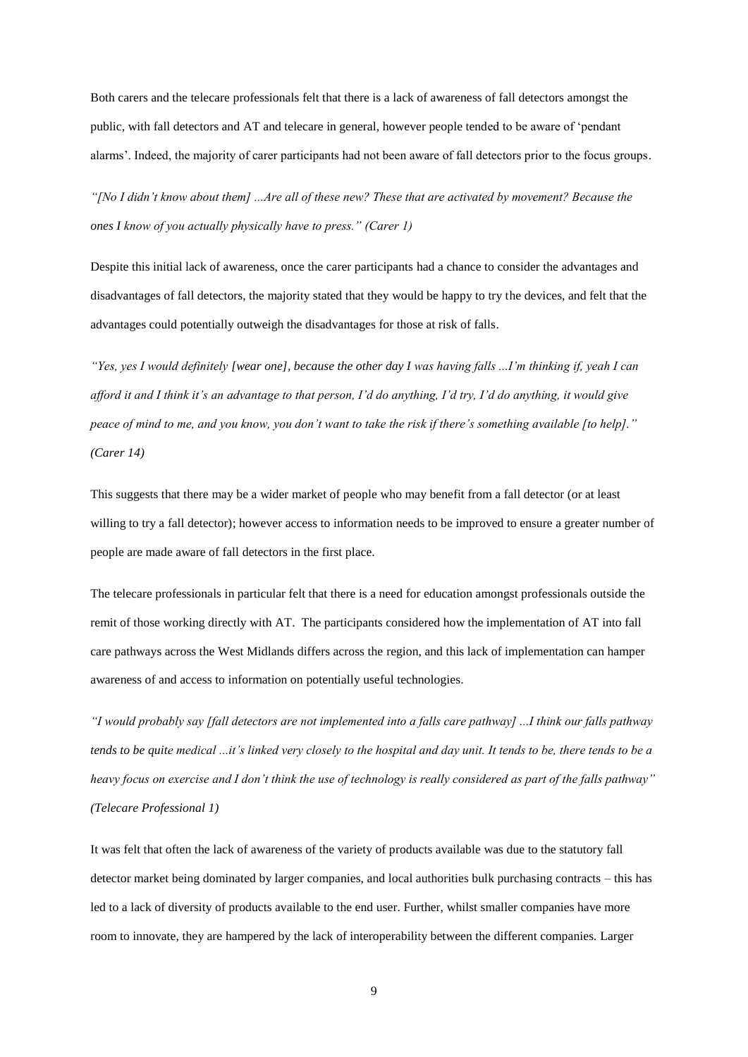Both carers and the telecare professionals felt that there is a lack of awareness of fall detectors amongst the public, with fall detectors and AT and telecare in general, however people tended to be aware of 'pendant alarms'. Indeed, the majority of carer participants had not been aware of fall detectors prior to the focus groups.

*"[No I didn't know about them] ...Are all of these new? These that are activated by movement? Because the ones I know of you actually physically have to press." (Carer 1)*

Despite this initial lack of awareness, once the carer participants had a chance to consider the advantages and disadvantages of fall detectors, the majority stated that they would be happy to try the devices, and felt that the advantages could potentially outweigh the disadvantages for those at risk of falls.

*"Yes, yes I would definitely [wear one], because the other day I was having falls ...I'm thinking if, yeah I can afford it and I think it's an advantage to that person, I'd do anything, I'd try, I'd do anything, it would give peace of mind to me, and you know, you don't want to take the risk if there's something available [to help]." (Carer 14)*

This suggests that there may be a wider market of people who may benefit from a fall detector (or at least willing to try a fall detector); however access to information needs to be improved to ensure a greater number of people are made aware of fall detectors in the first place.

The telecare professionals in particular felt that there is a need for education amongst professionals outside the remit of those working directly with AT. The participants considered how the implementation of AT into fall care pathways across the West Midlands differs across the region, and this lack of implementation can hamper awareness of and access to information on potentially useful technologies.

*"I would probably say [fall detectors are not implemented into a falls care pathway] ...I think our falls pathway tends to be quite medical ...it's linked very closely to the hospital and day unit. It tends to be, there tends to be a heavy focus on exercise and I don't think the use of technology is really considered as part of the falls pathway" (Telecare Professional 1)*

It was felt that often the lack of awareness of the variety of products available was due to the statutory fall detector market being dominated by larger companies, and local authorities bulk purchasing contracts – this has led to a lack of diversity of products available to the end user. Further, whilst smaller companies have more room to innovate, they are hampered by the lack of interoperability between the different companies. Larger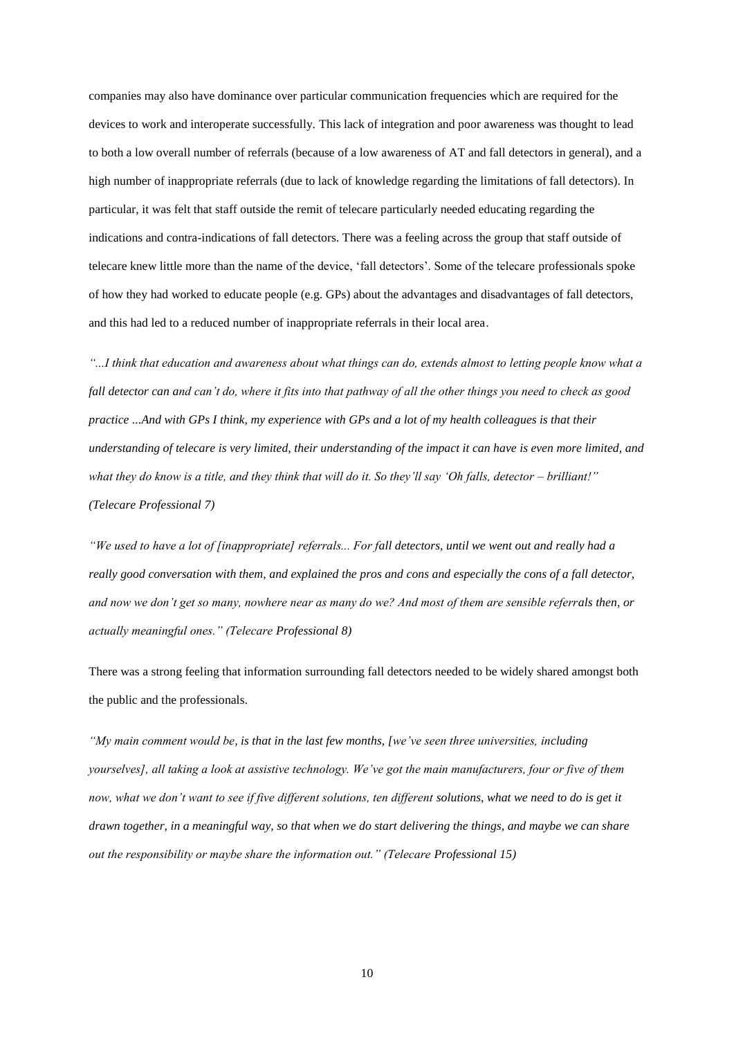companies may also have dominance over particular communication frequencies which are required for the devices to work and interoperate successfully. This lack of integration and poor awareness was thought to lead to both a low overall number of referrals (because of a low awareness of AT and fall detectors in general), and a high number of inappropriate referrals (due to lack of knowledge regarding the limitations of fall detectors). In particular, it was felt that staff outside the remit of telecare particularly needed educating regarding the indications and contra-indications of fall detectors. There was a feeling across the group that staff outside of telecare knew little more than the name of the device, 'fall detectors'. Some of the telecare professionals spoke of how they had worked to educate people (e.g. GPs) about the advantages and disadvantages of fall detectors, and this had led to a reduced number of inappropriate referrals in their local area.

*"...I think that education and awareness about what things can do, extends almost to letting people know what a fall detector can and can't do, where it fits into that pathway of all the other things you need to check as good practice ...And with GPs I think, my experience with GPs and a lot of my health colleagues is that their understanding of telecare is very limited, their understanding of the impact it can have is even more limited, and what they do know is a title, and they think that will do it. So they'll say 'Oh falls, detector – brilliant!" (Telecare Professional 7)*

*"We used to have a lot of [inappropriate] referrals... For fall detectors, until we went out and really had a really good conversation with them, and explained the pros and cons and especially the cons of a fall detector, and now we don't get so many, nowhere near as many do we? And most of them are sensible referrals then, or actually meaningful ones." (Telecare Professional 8)*

There was a strong feeling that information surrounding fall detectors needed to be widely shared amongst both the public and the professionals.

*"My main comment would be, is that in the last few months, [we've seen three universities, including yourselves], all taking a look at assistive technology. We've got the main manufacturers, four or five of them now, what we don't want to see if five different solutions, ten different solutions, what we need to do is get it drawn together, in a meaningful way, so that when we do start delivering the things, and maybe we can share out the responsibility or maybe share the information out." (Telecare Professional 15)*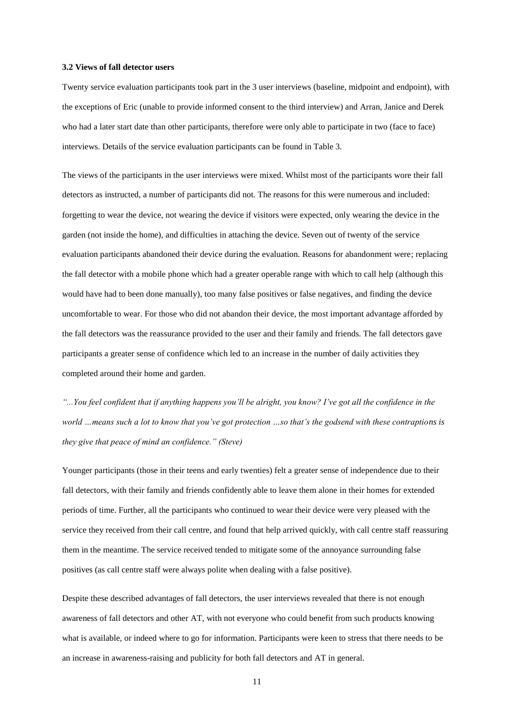**3.2 Views of fall detector users**

Twenty service evaluation participants took part in the 3 user interviews (baseline, midpoint and endpoint), with the exceptions of Eric (unable to provide informed consent to the third interview) and Arran, Janice and Derek who had a later start date than other participants, therefore were only able to participate in two (face to face) interviews. Details of the service evaluation participants can be found in Table 3.

The views of the participants in the user interviews were mixed. Whilst most of the participants wore their fall detectors as instructed, a number of participants did not. The reasons for this were numerous and included: forgetting to wear the device, not wearing the device if visitors were expected, only wearing the device in the garden (not inside the home), and difficulties in attaching the device. Seven out of twenty of the service evaluation participants abandoned their device during the evaluation. Reasons for abandonment were; replacing the fall detector with a mobile phone which had a greater operable range with which to call help (although this would have had to been done manually), too many false positives or false negatives, and finding the device uncomfortable to wear. For those who did not abandon their device, the most important advantage afforded by the fall detectors was the reassurance provided to the user and their family and friends. The fall detectors gave participants a greater sense of confidence which led to an increase in the number of daily activities they completed around their home and garden.

*"...You feel confident that if anything happens you'll be alright, you know? I've got all the confidence in the world …means such a lot to know that you've got protection …so that's the godsend with these contraptions is they give that peace of mind an confidence." (Steve)*

Younger participants (those in their teens and early twenties) felt a greater sense of independence due to their fall detectors, with their family and friends confidently able to leave them alone in their homes for extended periods of time. Further, all the participants who continued to wear their device were very pleased with the service they received from their call centre, and found that help arrived quickly, with call centre staff reassuring them in the meantime. The service received tended to mitigate some of the annoyance surrounding false positives (as call centre staff were always polite when dealing with a false positive).

Despite these described advantages of fall detectors, the user interviews revealed that there is not enough awareness of fall detectors and other AT, with not everyone who could benefit from such products knowing what is available, or indeed where to go for information. Participants were keen to stress that there needs to be an increase in awareness-raising and publicity for both fall detectors and AT in general.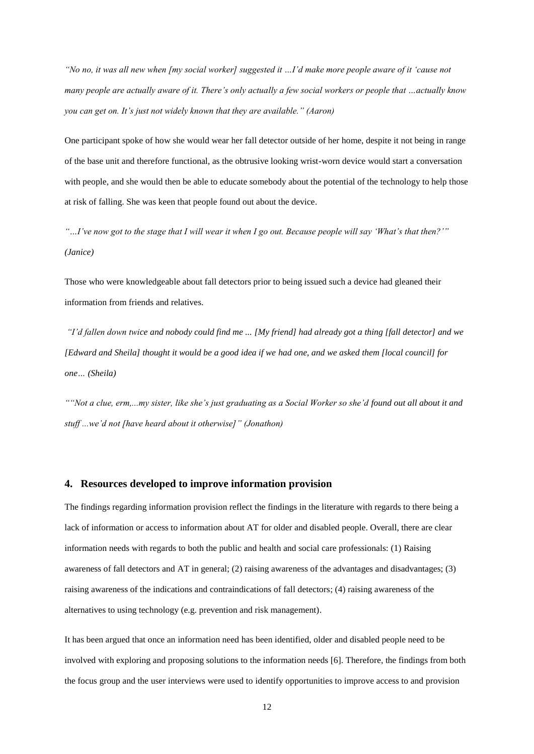*"No no, it was all new when [my social worker] suggested it …I'd make more people aware of it 'cause not many people are actually aware of it. There's only actually a few social workers or people that …actually know you can get on. It's just not widely known that they are available." (Aaron)*

One participant spoke of how she would wear her fall detector outside of her home, despite it not being in range of the base unit and therefore functional, as the obtrusive looking wrist-worn device would start a conversation with people, and she would then be able to educate somebody about the potential of the technology to help those at risk of falling. She was keen that people found out about the device.

*"…I've now got to the stage that I will wear it when I go out. Because people will say 'What's that then?'" (Janice)*

Those who were knowledgeable about fall detectors prior to being issued such a device had gleaned their information from friends and relatives.

*"I'd fallen down twice and nobody could find me ... [My friend] had already got a thing [fall detector] and we [Edward and Sheila] thought it would be a good idea if we had one, and we asked them [local council] for one… (Sheila)*

*""Not a clue, erm,...my sister, like she's just graduating as a Social Worker so she'd found out all about it and stuff ...we'd not [have heard about it otherwise]" (Jonathon)*

## 4. Resources developed to improve information provision

The findings regarding information provision reflect the findings in the literature with regards to there being a lack of information or access to information about AT for older and disabled people. Overall, there are clear information needs with regards to both the public and health and social care professionals: (1) Raising awareness of fall detectors and AT in general; (2) raising awareness of the advantages and disadvantages; (3) raising awareness of the indications and contraindications of fall detectors; (4) raising awareness of the alternatives to using technology (e.g. prevention and risk management).

It has been argued that once an information need has been identified, older and disabled people need to be involved with exploring and proposing solutions to the information needs [6]. Therefore, the findings from both the focus group and the user interviews were used to identify opportunities to improve access to and provision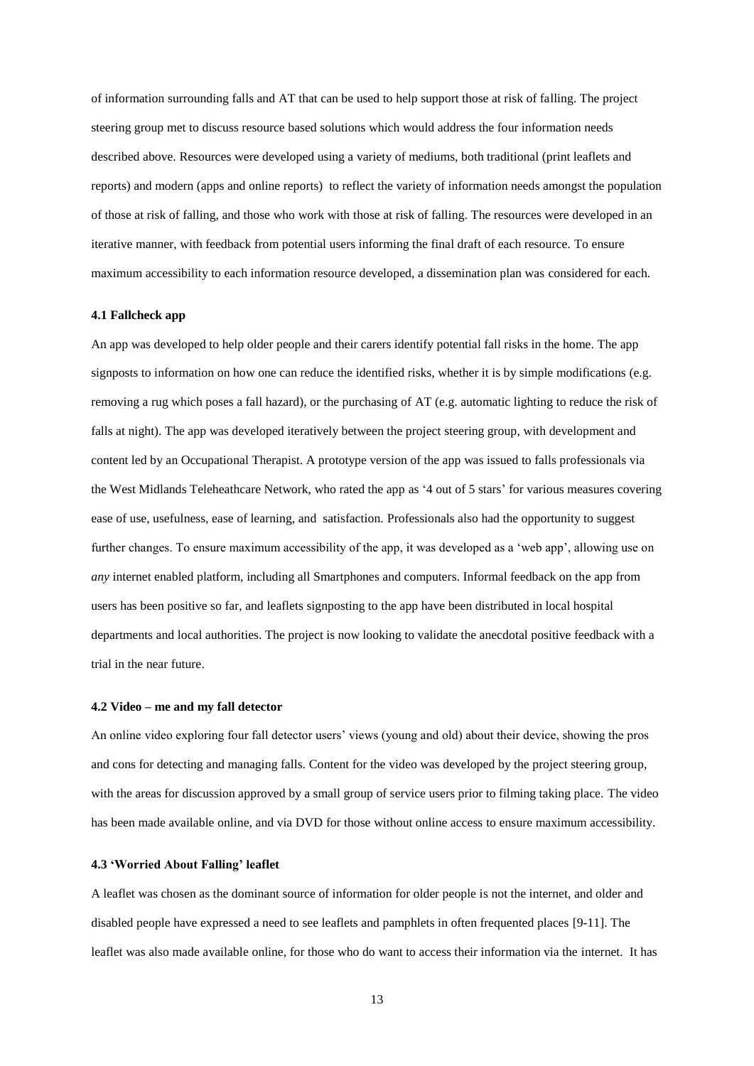of information surrounding falls and AT that can be used to help support those at risk of falling. The project steering group met to discuss resource based solutions which would address the four information needs described above. Resources were developed using a variety of mediums, both traditional (print leaflets and reports) and modern (apps and online reports) to reflect the variety of information needs amongst the population of those at risk of falling, and those who work with those at risk of falling. The resources were developed in an iterative manner, with feedback from potential users informing the final draft of each resource. To ensure maximum accessibility to each information resource developed, a dissemination plan was considered for each.

### 4.1 Fallcheck app

An app was developed to help older people and their carers identify potential fall risks in the home. The app signposts to information on how one can reduce the identified risks, whether it is by simple modifications (e.g. removing a rug which poses a fall hazard), or the purchasing of AT (e.g. automatic lighting to reduce the risk of falls at night). The app was developed iteratively between the project steering group, with development and content led by an Occupational Therapist. A prototype version of the app was issued to falls professionals via the West Midlands Teleheathcare Network, who rated the app as '4 out of 5 stars' for various measures covering ease of use, usefulness, ease of learning, and satisfaction. Professionals also had the opportunity to suggest further changes. To ensure maximum accessibility of the app, it was developed as a 'web app', allowing use on *any* internet enabled platform, including all Smartphones and computers. Informal feedback on the app from users has been positive so far, and leaflets signposting to the app have been distributed in local hospital departments and local authorities. The project is now looking to validate the anecdotal positive feedback with a trial in the near future.

### 4.2 Video – me and my fall detector

An online video exploring four fall detector users' views (young and old) about their device, showing the pros and cons for detecting and managing falls. Content for the video was developed by the project steering group, with the areas for discussion approved by a small group of service users prior to filming taking place. The video has been made available online, and via DVD for those without online access to ensure maximum accessibility.

### 4.3 'Worried About Falling' leaflet

A leaflet was chosen as the dominant source of information for older people is not the internet, and older and disabled people have expressed a need to see leaflets and pamphlets in often frequented places [9-11]. The leaflet was also made available online, for those who do want to access their information via the internet. It has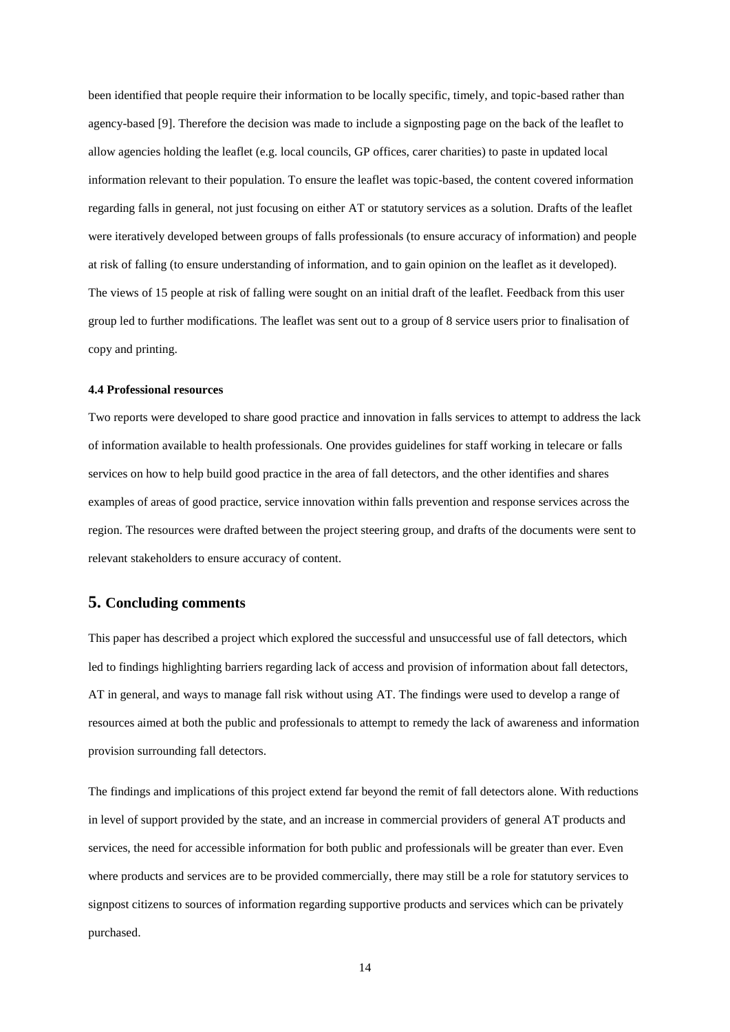been identified that people require their information to be locally specific, timely, and topic-based rather than agency-based [9]. Therefore the decision was made to include a signposting page on the back of the leaflet to allow agencies holding the leaflet (e.g. local councils, GP offices, carer charities) to paste in updated local information relevant to their population. To ensure the leaflet was topic-based, the content covered information regarding falls in general, not just focusing on either AT or statutory services as a solution. Drafts of the leaflet were iteratively developed between groups of falls professionals (to ensure accuracy of information) and people at risk of falling (to ensure understanding of information, and to gain opinion on the leaflet as it developed). The views of 15 people at risk of falling were sought on an initial draft of the leaflet. Feedback from this user group led to further modifications. The leaflet was sent out to a group of 8 service users prior to finalisation of copy and printing.

#### 4.4 Professional resources

Two reports were developed to share good practice and innovation in falls services to attempt to address the lack of information available to health professionals. One provides guidelines for staff working in telecare or falls services on how to help build good practice in the area of fall detectors, and the other identifies and shares examples of areas of good practice, service innovation within falls prevention and response services across the region. The resources were drafted between the project steering group, and drafts of the documents were sent to relevant stakeholders to ensure accuracy of content.

## 5. Concluding comments

This paper has described a project which explored the successful and unsuccessful use of fall detectors, which led to findings highlighting barriers regarding lack of access and provision of information about fall detectors, AT in general, and ways to manage fall risk without using AT. The findings were used to develop a range of resources aimed at both the public and professionals to attempt to remedy the lack of awareness and information provision surrounding fall detectors.

The findings and implications of this project extend far beyond the remit of fall detectors alone. With reductions in level of support provided by the state, and an increase in commercial providers of general AT products and services, the need for accessible information for both public and professionals will be greater than ever. Even where products and services are to be provided commercially, there may still be a role for statutory services to signpost citizens to sources of information regarding supportive products and services which can be privately purchased.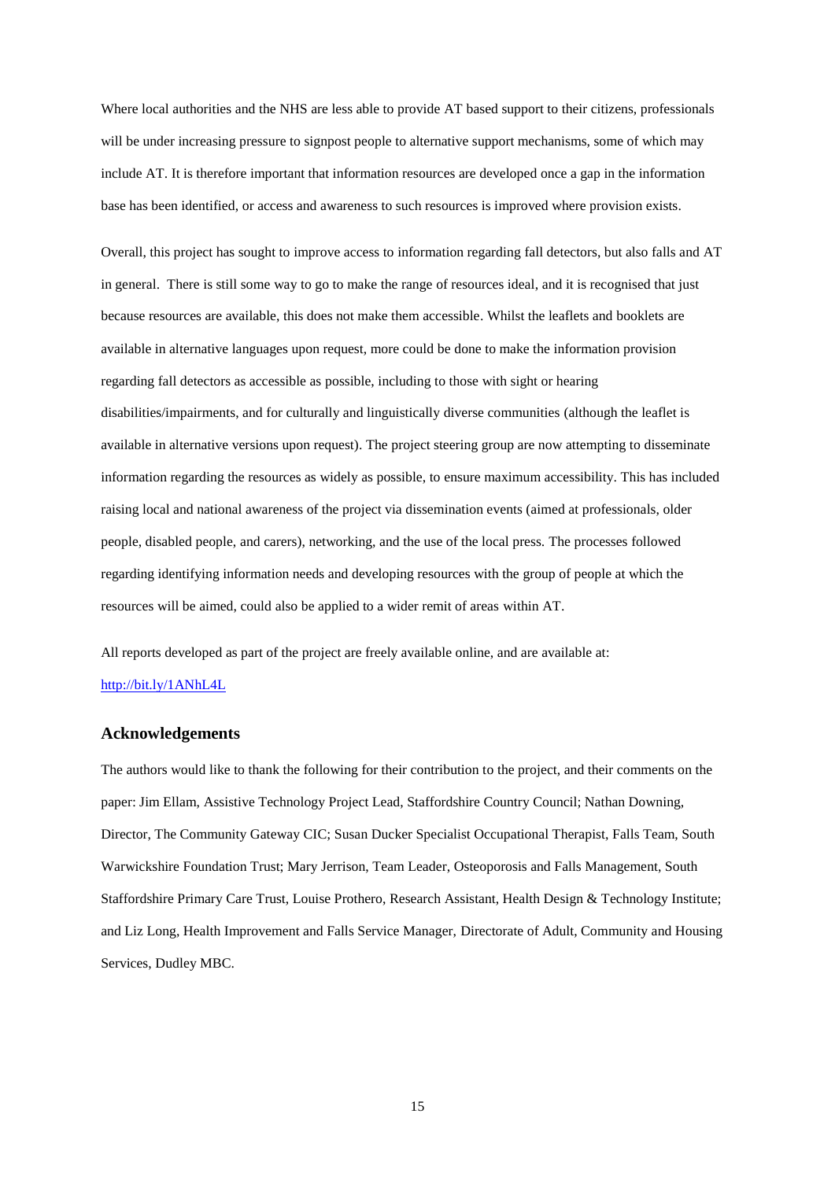Where local authorities and the NHS are less able to provide AT based support to their citizens, professionals will be under increasing pressure to signpost people to alternative support mechanisms, some of which may include AT. It is therefore important that information resources are developed once a gap in the information base has been identified, or access and awareness to such resources is improved where provision exists.

Overall, this project has sought to improve access to information regarding fall detectors, but also falls and AT in general. There is still some way to go to make the range of resources ideal, and it is recognised that just because resources are available, this does not make them accessible. Whilst the leaflets and booklets are available in alternative languages upon request, more could be done to make the information provision regarding fall detectors as accessible as possible, including to those with sight or hearing disabilities/impairments, and for culturally and linguistically diverse communities (although the leaflet is available in alternative versions upon request). The project steering group are now attempting to disseminate information regarding the resources as widely as possible, to ensure maximum accessibility. This has included raising local and national awareness of the project via dissemination events (aimed at professionals, older people, disabled people, and carers), networking, and the use of the local press. The processes followed regarding identifying information needs and developing resources with the group of people at which the resources will be aimed, could also be applied to a wider remit of areas within AT.

All reports developed as part of the project are freely available online, and are available at: http://bit.ly/1ANhL4L

## Acknowledgements

The authors would like to thank the following for their contribution to the project, and their comments on the paper: Jim Ellam, Assistive Technology Project Lead, Staffordshire Country Council; Nathan Downing, Director, The Community Gateway CIC; Susan Ducker Specialist Occupational Therapist, Falls Team, South Warwickshire Foundation Trust; Mary Jerrison, Team Leader, Osteoporosis and Falls Management, South Staffordshire Primary Care Trust, Louise Prothero, Research Assistant, Health Design & Technology Institute; and Liz Long, Health Improvement and Falls Service Manager, Directorate of Adult, Community and Housing Services, Dudley MBC.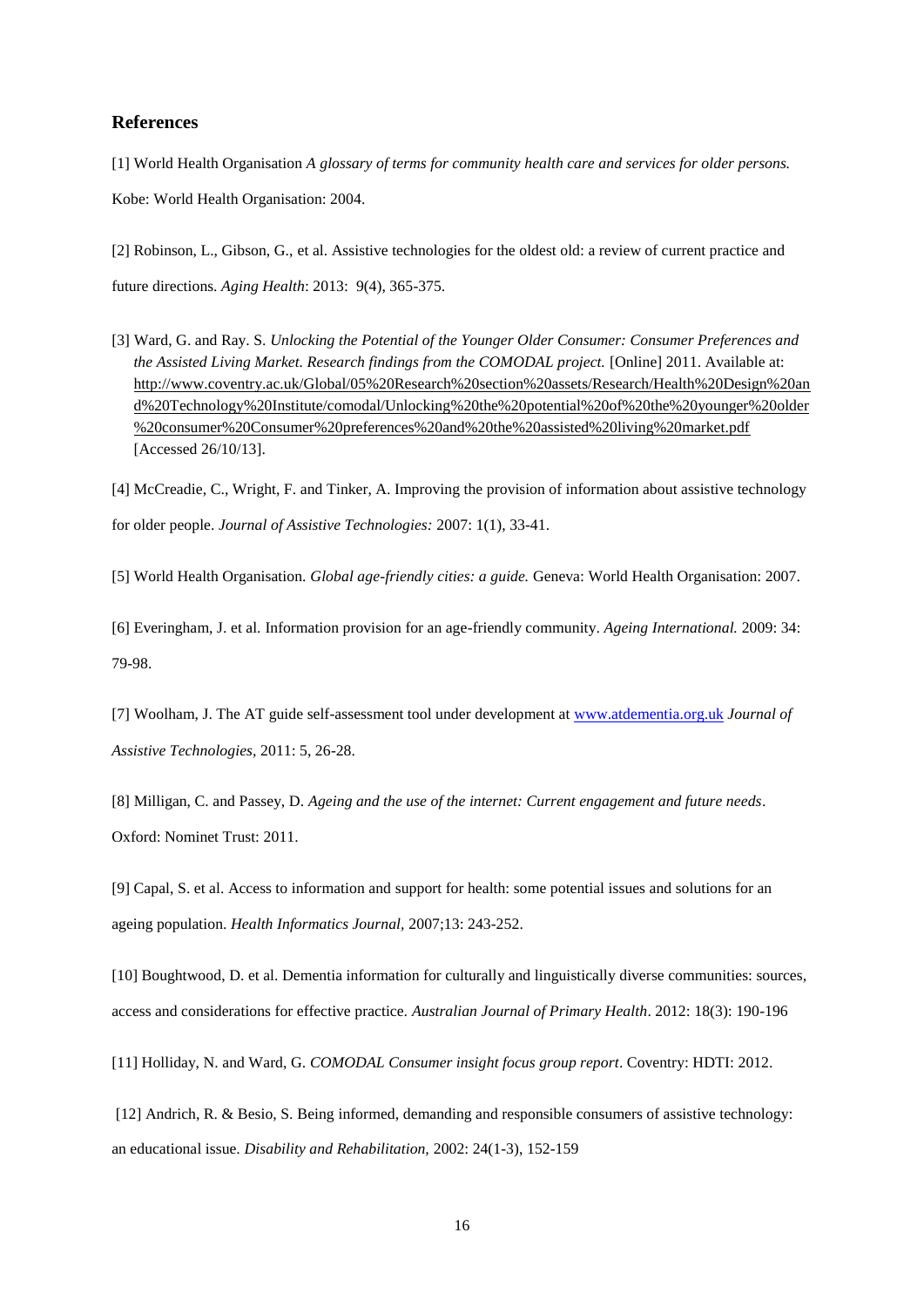## References

[1] World Health Organisation *A glossary of terms for community health care and services for older persons.* Kobe: World Health Organisation: 2004.

[2] Robinson, L., Gibson, G., et al. Assistive technologies for the oldest old: a review of current practice and future directions. *Aging Health*: 2013: 9(4), 365-375.

[3] Ward, G. and Ray. S. *Unlocking the Potential of the Younger Older Consumer: Consumer Preferences and the Assisted Living Market. Research findings from the COMODAL project.* [Online] 2011. Available at: http://www.coventry.ac.uk/Global/05%20Research%20section%20assets/Research/Health%20Design%20and%20Technology%20Institute/comodal/Unlocking%20the%20potential%20of%20the%20younger%20older%20consumer%20Consumer%20preferences%20and%20the%20assisted%20living%20market.pdf [Accessed 26/10/13].

[4] McCreadie, C., Wright, F. and Tinker, A. Improving the provision of information about assistive technology for older people. *Journal of Assistive Technologies:* 2007: 1(1), 33-41.

[5] World Health Organisation. *Global age-friendly cities: a guide.* Geneva: World Health Organisation: 2007.

[6] Everingham, J. et al. Information provision for an age-friendly community. *Ageing International.* 2009: 34: 79-98.

[7] Woolham, J. The AT guide self-assessment tool under development at www.atdementia.org.uk *Journal of Assistive Technologies*, 2011: 5, 26-28.

[8] Milligan, C. and Passey, D. *Ageing and the use of the internet: Current engagement and future needs*. Oxford: Nominet Trust: 2011.

[9] Capal, S. et al. Access to information and support for health: some potential issues and solutions for an ageing population. *Health Informatics Journal*, 2007;13: 243-252.

[10] Boughtwood, D. et al. Dementia information for culturally and linguistically diverse communities: sources, access and considerations for effective practice. *Australian Journal of Primary Health*. 2012: 18(3): 190-196

[11] Holliday, N. and Ward, G. *COMODAL Consumer insight focus group report*. Coventry: HDTI: 2012.

[12] Andrich, R. & Besio, S. Being informed, demanding and responsible consumers of assistive technology: an educational issue. *Disability and Rehabilitation,* 2002: 24(1-3), 152-159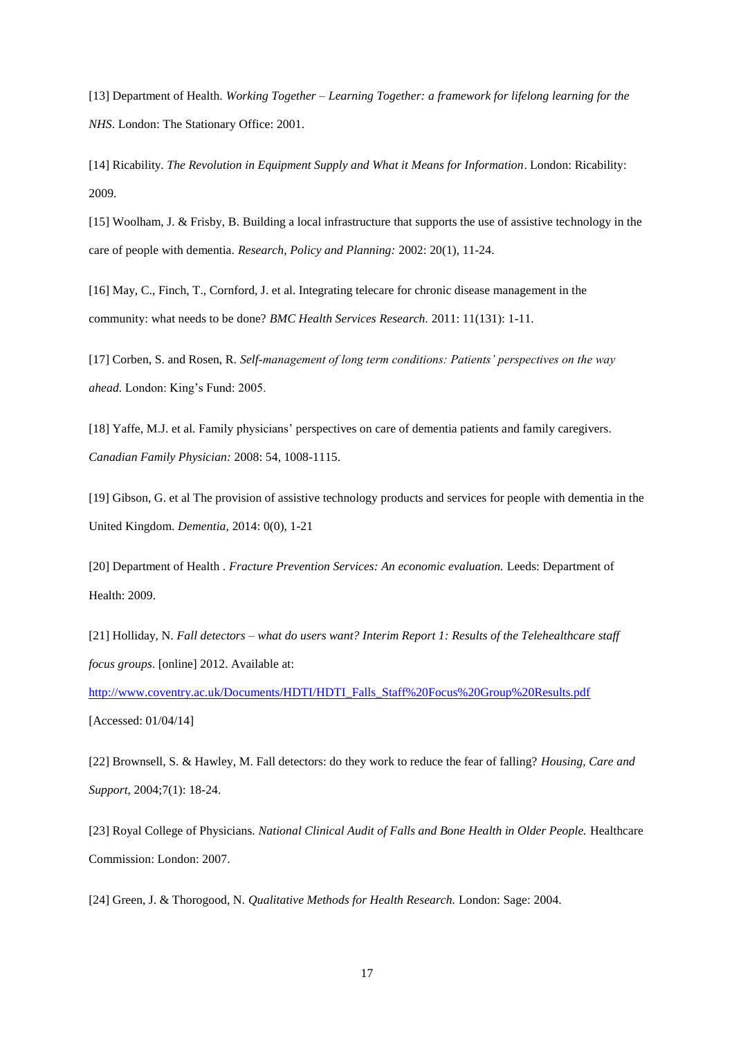[13] Department of Health. *Working Together – Learning Together: a framework for lifelong learning for the NHS*. London: The Stationary Office: 2001.

[14] Ricability. *The Revolution in Equipment Supply and What it Means for Information*. London: Ricability: 2009.

[15] Woolham, J. & Frisby, B. Building a local infrastructure that supports the use of assistive technology in the care of people with dementia. *Research, Policy and Planning:* 2002: 20(1), 11-24.

[16] May, C., Finch, T., Cornford, J. et al. Integrating telecare for chronic disease management in the community: what needs to be done? *BMC Health Services Research*. 2011: 11(131): 1-11.

[17] Corben, S. and Rosen, R. *Self-management of long term conditions: Patients' perspectives on the way ahead.* London: King's Fund: 2005.

[18] Yaffe, M.J. et al. Family physicians' perspectives on care of dementia patients and family caregivers. *Canadian Family Physician:* 2008: 54, 1008-1115.

[19] Gibson, G. et al The provision of assistive technology products and services for people with dementia in the United Kingdom. *Dementia,* 2014: 0(0), 1-21

[20] Department of Health . *Fracture Prevention Services: An economic evaluation.* Leeds: Department of Health: 2009.

[21] Holliday, N. *Fall detectors – what do users want? Interim Report 1: Results of the Telehealthcare staff focus groups*. [online] 2012. Available at: http://www.coventry.ac.uk/Documents/HDTI/HDTI_Falls_Staff%20Focus%20Group%20Results.pdf [Accessed: 01/04/14]

[22] Brownsell, S. & Hawley, M. Fall detectors: do they work to reduce the fear of falling? *Housing, Care and Support,* 2004;7(1): 18-24.

[23] Royal College of Physicians. *National Clinical Audit of Falls and Bone Health in Older People.* Healthcare Commission: London: 2007.

[24] Green, J. & Thorogood, N. *Qualitative Methods for Health Research.* London: Sage: 2004.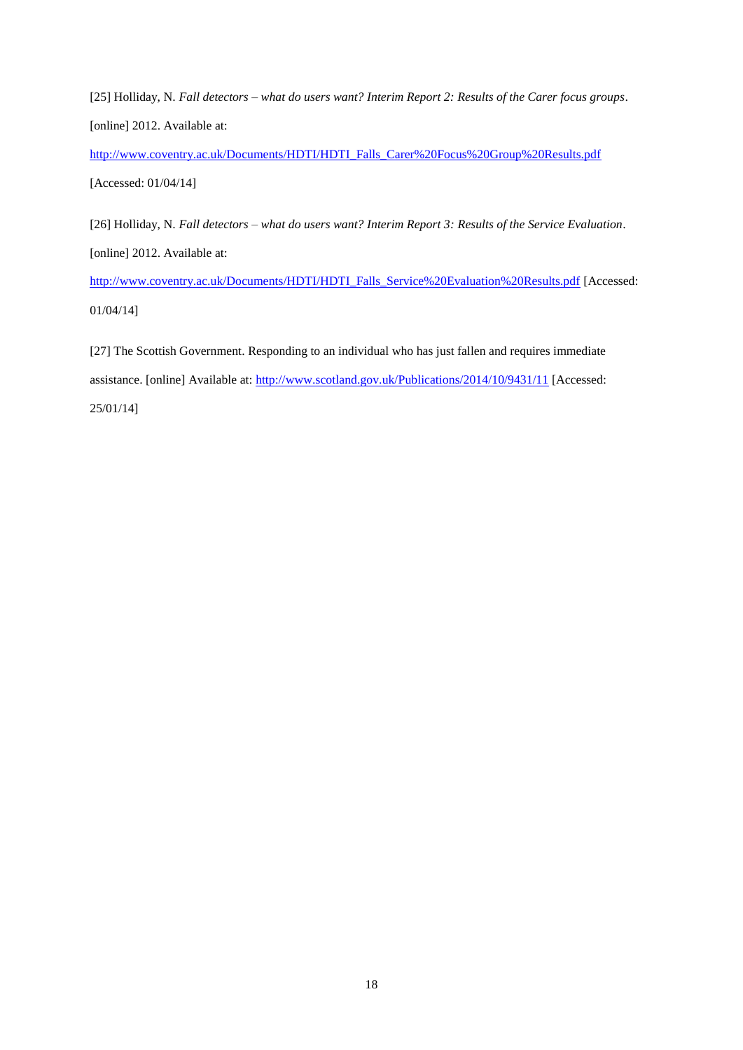[25] Holliday, N. *Fall detectors – what do users want? Interim Report 2: Results of the Carer focus groups*. [online] 2012. Available at: http://www.coventry.ac.uk/Documents/HDTI/HDTI_Falls_Carer%20Focus%20Group%20Results.pdf [Accessed: 01/04/14]

[26] Holliday, N. *Fall detectors – what do users want? Interim Report 3: Results of the Service Evaluation*. [online] 2012. Available at: http://www.coventry.ac.uk/Documents/HDTI/HDTI_Falls_Service%20Evaluation%20Results.pdf [Accessed: 01/04/14]

[27] The Scottish Government. Responding to an individual who has just fallen and requires immediate assistance. [online] Available at: http://www.scotland.gov.uk/Publications/2014/10/9431/11 [Accessed: 25/01/14]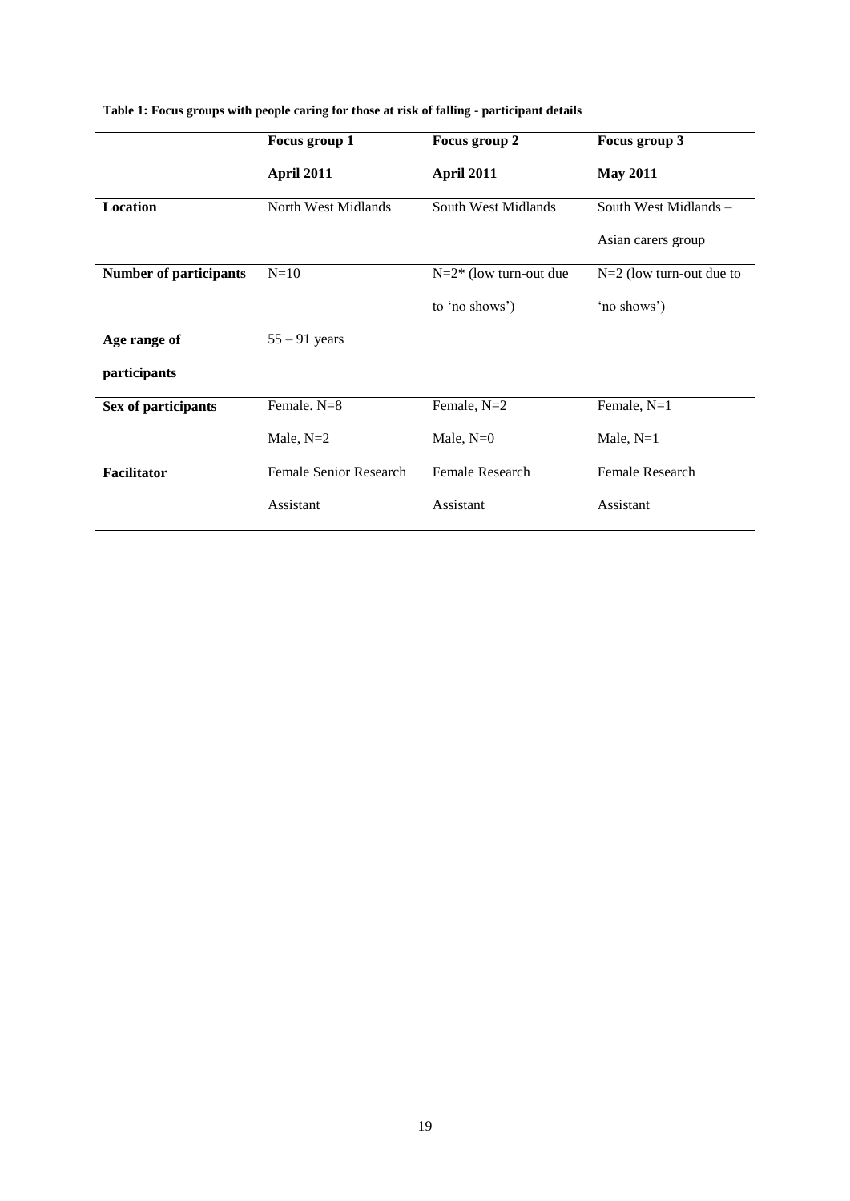**Table 1: Focus groups with people caring for those at risk of falling - participant details**

| | **Focus group 1** **April 2011** | **Focus group 2** **April 2011** | **Focus group 3** **May 2011** |
|---|---|---|---|
| **Location** | North West Midlands | South West Midlands | South West Midlands – Asian carers group |
| **Number of participants** | N=10 | N=2* (low turn-out due to 'no shows') | N=2 (low turn-out due to 'no shows') |
| **Age range of participants** | 55 – 91 years | | |
| **Sex of participants** | Female. N=8 Male, N=2 | Female, N=2 Male, N=0 | Female, N=1 Male, N=1 |
| **Facilitator** | Female Senior Research Assistant | Female Research Assistant | Female Research Assistant |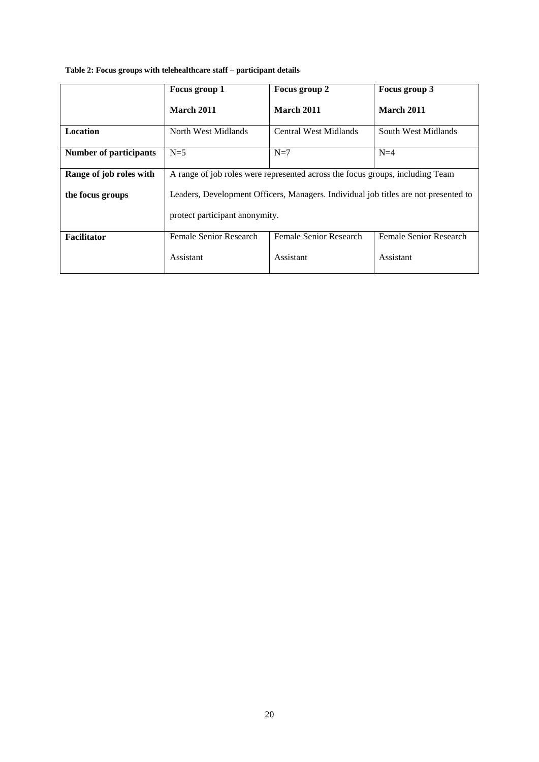**Table 2: Focus groups with telehealthcare staff – participant details**

| | Focus group 1<br>March 2011 | Focus group 2<br>March 2011 | Focus group 3<br>March 2011 |
|---|---|---|---|
| **Location** | North West Midlands | Central West Midlands | South West Midlands |
| **Number of participants** | N=5 | N=7 | N=4 |
| **Range of job roles with the focus groups** | A range of job roles were represented across the focus groups, including Team Leaders, Development Officers, Managers. Individual job titles are not presented to protect participant anonymity. | | |
| **Facilitator** | Female Senior Research Assistant | Female Senior Research Assistant | Female Senior Research Assistant |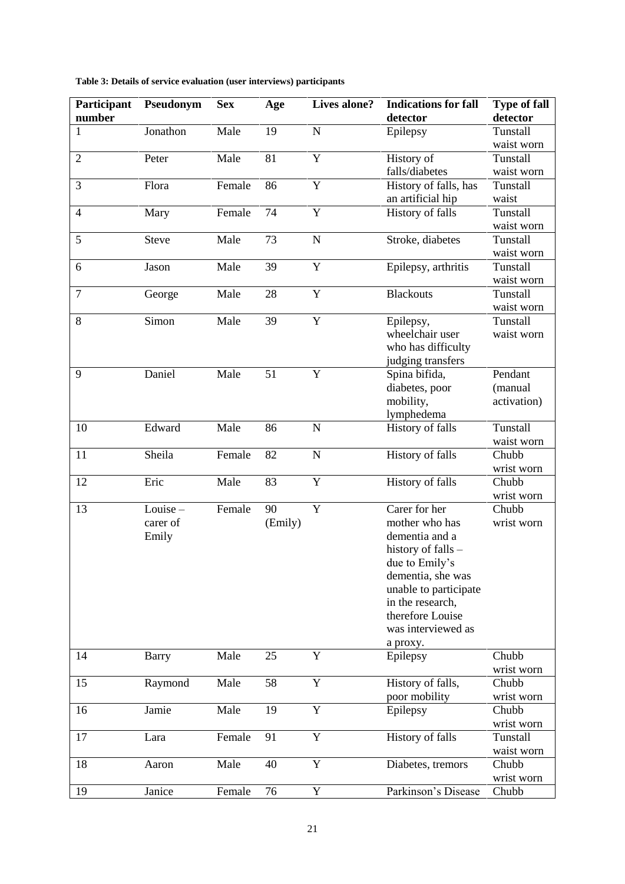**Table 3: Details of service evaluation (user interviews) participants**

| Participant number | Pseudonym | Sex | Age | Lives alone? | Indications for fall detector | Type of fall detector |
|---|---|---|---|---|---|---|
| 1 | Jonathon | Male | 19 | N | Epilepsy | Tunstall waist worn |
| 2 | Peter | Male | 81 | Y | History of falls/diabetes | Tunstall waist worn |
| 3 | Flora | Female | 86 | Y | History of falls, has an artificial hip | Tunstall waist |
| 4 | Mary | Female | 74 | Y | History of falls | Tunstall waist worn |
| 5 | Steve | Male | 73 | N | Stroke, diabetes | Tunstall waist worn |
| 6 | Jason | Male | 39 | Y | Epilepsy, arthritis | Tunstall waist worn |
| 7 | George | Male | 28 | Y | Blackouts | Tunstall waist worn |
| 8 | Simon | Male | 39 | Y | Epilepsy, wheelchair user who has difficulty judging transfers | Tunstall waist worn |
| 9 | Daniel | Male | 51 | Y | Spina bifida, diabetes, poor mobility, lymphedema | Pendant (manual activation) |
| 10 | Edward | Male | 86 | N | History of falls | Tunstall waist worn |
| 11 | Sheila | Female | 82 | N | History of falls | Chubb wrist worn |
| 12 | Eric | Male | 83 | Y | History of falls | Chubb wrist worn |
| 13 | Louise – carer of Emily | Female | 90 (Emily) | Y | Carer for her mother who has dementia and a history of falls – due to Emily's dementia, she was unable to participate in the research, therefore Louise was interviewed as a proxy. | Chubb wrist worn |
| 14 | Barry | Male | 25 | Y | Epilepsy | Chubb wrist worn |
| 15 | Raymond | Male | 58 | Y | History of falls, poor mobility | Chubb wrist worn |
| 16 | Jamie | Male | 19 | Y | Epilepsy | Chubb wrist worn |
| 17 | Lara | Female | 91 | Y | History of falls | Tunstall waist worn |
| 18 | Aaron | Male | 40 | Y | Diabetes, tremors | Chubb wrist worn |
| 19 | Janice | Female | 76 | Y | Parkinson's Disease | Chubb |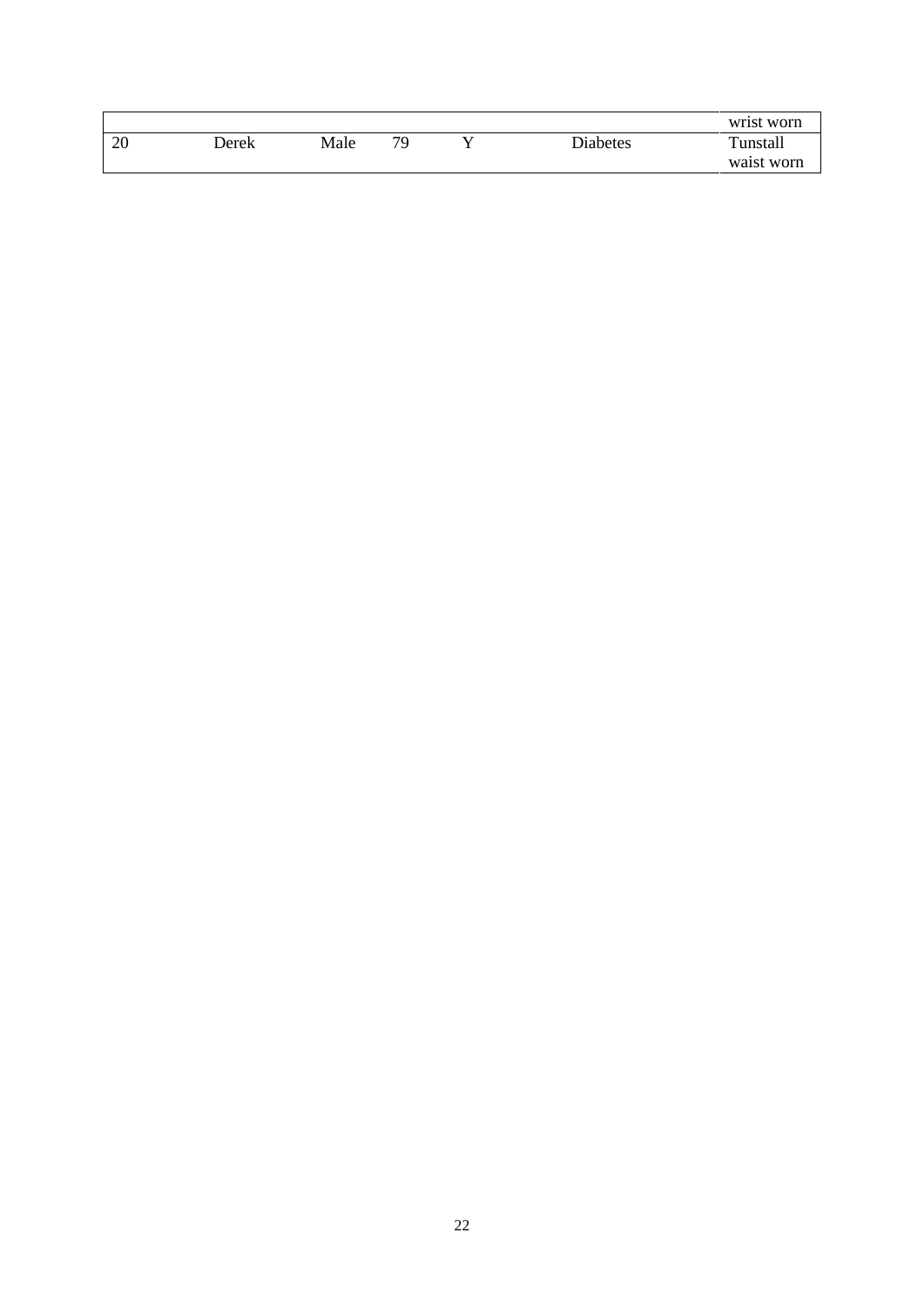| | | | | | | |
|---|---|---|---|---|---|---|
| | | | | | | wrist worn |
| 20 | Derek | Male | 79 | Y | Diabetes | Tunstall waist worn |